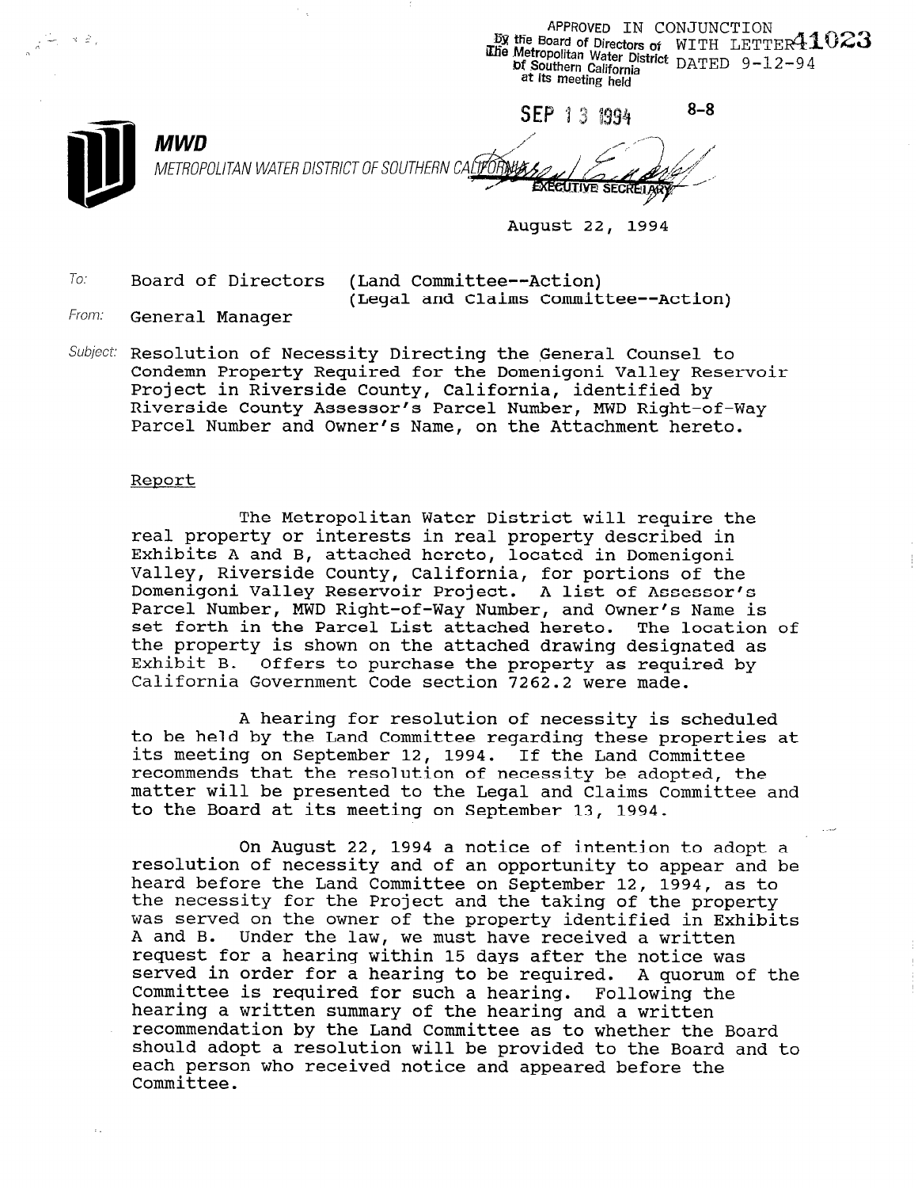APPROVED IN CONJUNCTION WITH LETTER 41023 DATED 9-12-94

By the Board of Directors of The Metropolitan Water District of Southern California at its meeting held

SEP 13 1994 8-8

EXECUTIVE SECRETARY

**MWD**

METROPOLITAN WATER DISTRICT OF SOUTHERN CALIFORNIA

August 22, 1994

To: Board of Directors (Land Committee--Action)
(Legal and Claims Committee--Action)

From: General Manager

Subject: Resolution of Necessity Directing the General Counsel to Condemn Property Required for the Domenigoni Valley Reservoir Project in Riverside County, California, identified by Riverside County Assessor's Parcel Number, MWD Right-of-Way Parcel Number and Owner's Name, on the Attachment hereto.

Report

The Metropolitan Water District will require the real property or interests in real property described in Exhibits A and B, attached hereto, located in Domenigoni Valley, Riverside County, California, for portions of the Domenigoni Valley Reservoir Project. A list of Assessor's Parcel Number, MWD Right-of-Way Number, and Owner's Name is set forth in the Parcel List attached hereto. The location of the property is shown on the attached drawing designated as Exhibit B. Offers to purchase the property as required by California Government Code section 7262.2 were made.

A hearing for resolution of necessity is scheduled to be held by the Land Committee regarding these properties at its meeting on September 12, 1994. If the Land Committee recommends that the resolution of necessity be adopted, the matter will be presented to the Legal and Claims Committee and to the Board at its meeting on September 13, 1994.

On August 22, 1994 a notice of intention to adopt a resolution of necessity and of an opportunity to appear and be heard before the Land Committee on September 12, 1994, as to the necessity for the Project and the taking of the property was served on the owner of the property identified in Exhibits A and B. Under the law, we must have received a written request for a hearing within 15 days after the notice was served in order for a hearing to be required. A quorum of the Committee is required for such a hearing. Following the hearing a written summary of the hearing and a written recommendation by the Land Committee as to whether the Board should adopt a resolution will be provided to the Board and to each person who received notice and appeared before the Committee.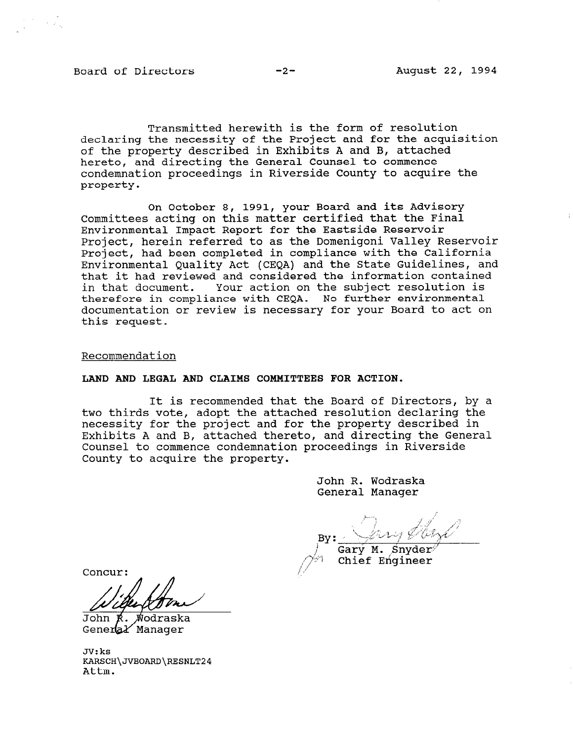Transmitted herewith is the form of resolution declaring the necessity of the Project and for the acquisition of the property described in Exhibits A and B, attached hereto, and directing the General Counsel to commence condemnation proceedings in Riverside County to acquire the property.

On October 8, 1991, your Board and its Advisory Committees acting on this matter certified that the Final Environmental Impact Report for the Eastside Reservoir Project, herein referred to as the Domenigoni Valley Reservoir Project, had been completed in compliance with the California Environmental Quality Act (CEQA) and the State Guidelines, and that it had reviewed and considered the information contained in that document. Your action on the subject resolution is therefore in compliance with CEQA. No further environmental documentation or review is necessary for your Board to act on this request.

Recommendation

**LAND AND LEGAL AND CLAIMS COMMITTEES FOR ACTION.**

It is recommended that the Board of Directors, by a two thirds vote, adopt the attached resolution declaring the necessity for the project and for the property described in Exhibits A and B, attached thereto, and directing the General Counsel to commence condemnation proceedings in Riverside County to acquire the property.

John R. Wodraska
General Manager

By: Gary M. Snyder
Chief Engineer

Concur:

John R. Wodraska
General Manager

JV:ks
KARSCH\JVBOARD\RESNLT24
Attm.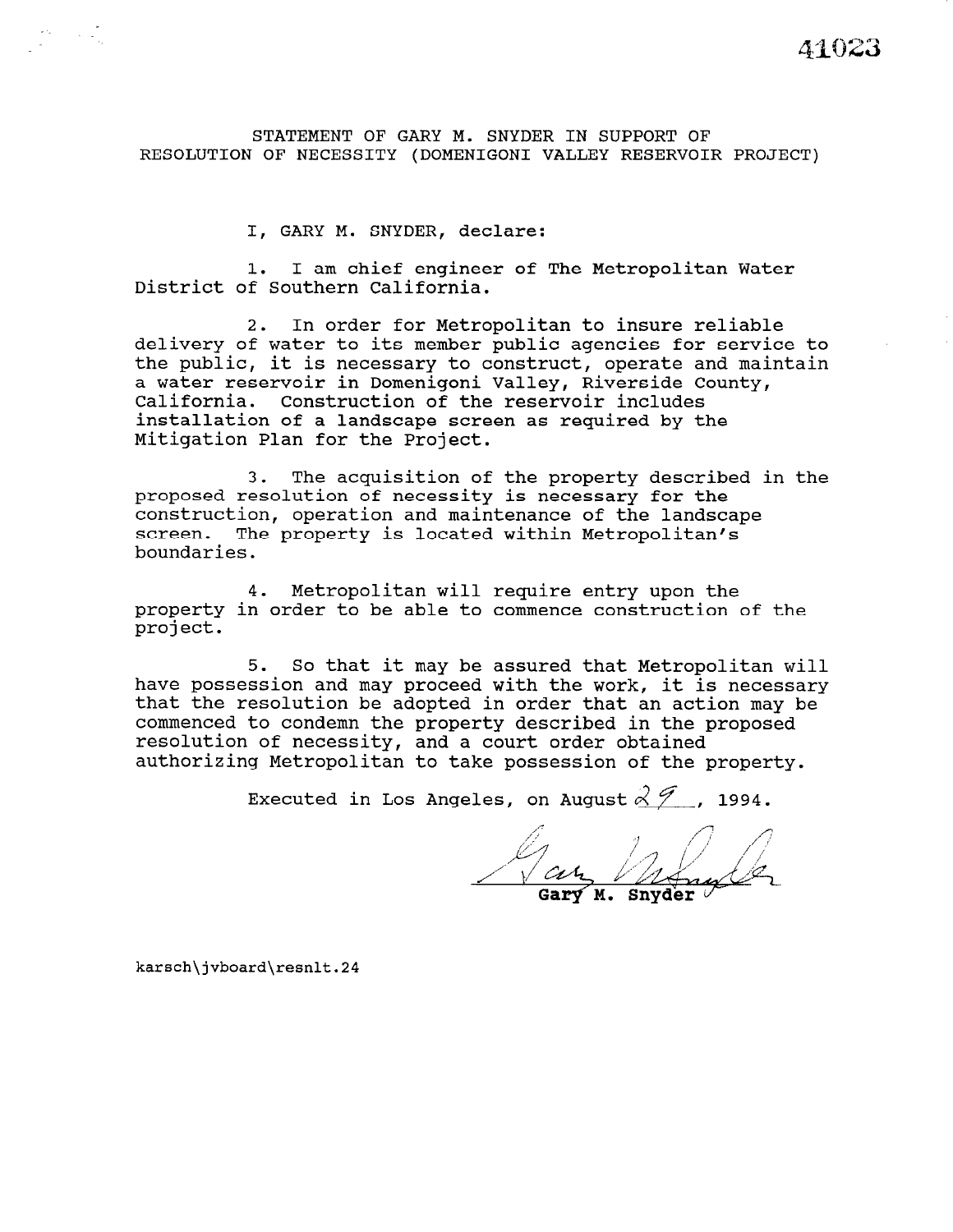41023

# STATEMENT OF GARY M. SNYDER IN SUPPORT OF RESOLUTION OF NECESSITY (DOMENIGONI VALLEY RESERVOIR PROJECT)

I, GARY M. SNYDER, declare:

1. I am chief engineer of The Metropolitan Water District of Southern California.

2. In order for Metropolitan to insure reliable delivery of water to its member public agencies for service to the public, it is necessary to construct, operate and maintain a water reservoir in Domenigoni Valley, Riverside County, California. Construction of the reservoir includes installation of a landscape screen as required by the Mitigation Plan for the Project.

3. The acquisition of the property described in the proposed resolution of necessity is necessary for the construction, operation and maintenance of the landscape screen. The property is located within Metropolitan's boundaries.

4. Metropolitan will require entry upon the property in order to be able to commence construction of the project.

5. So that it may be assured that Metropolitan will have possession and may proceed with the work, it is necessary that the resolution be adopted in order that an action may be commenced to condemn the property described in the proposed resolution of necessity, and a court order obtained authorizing Metropolitan to take possession of the property.

Executed in Los Angeles, on August 29, 1994.

Gary M. Snyder

karsch\jvboard\resnlt.24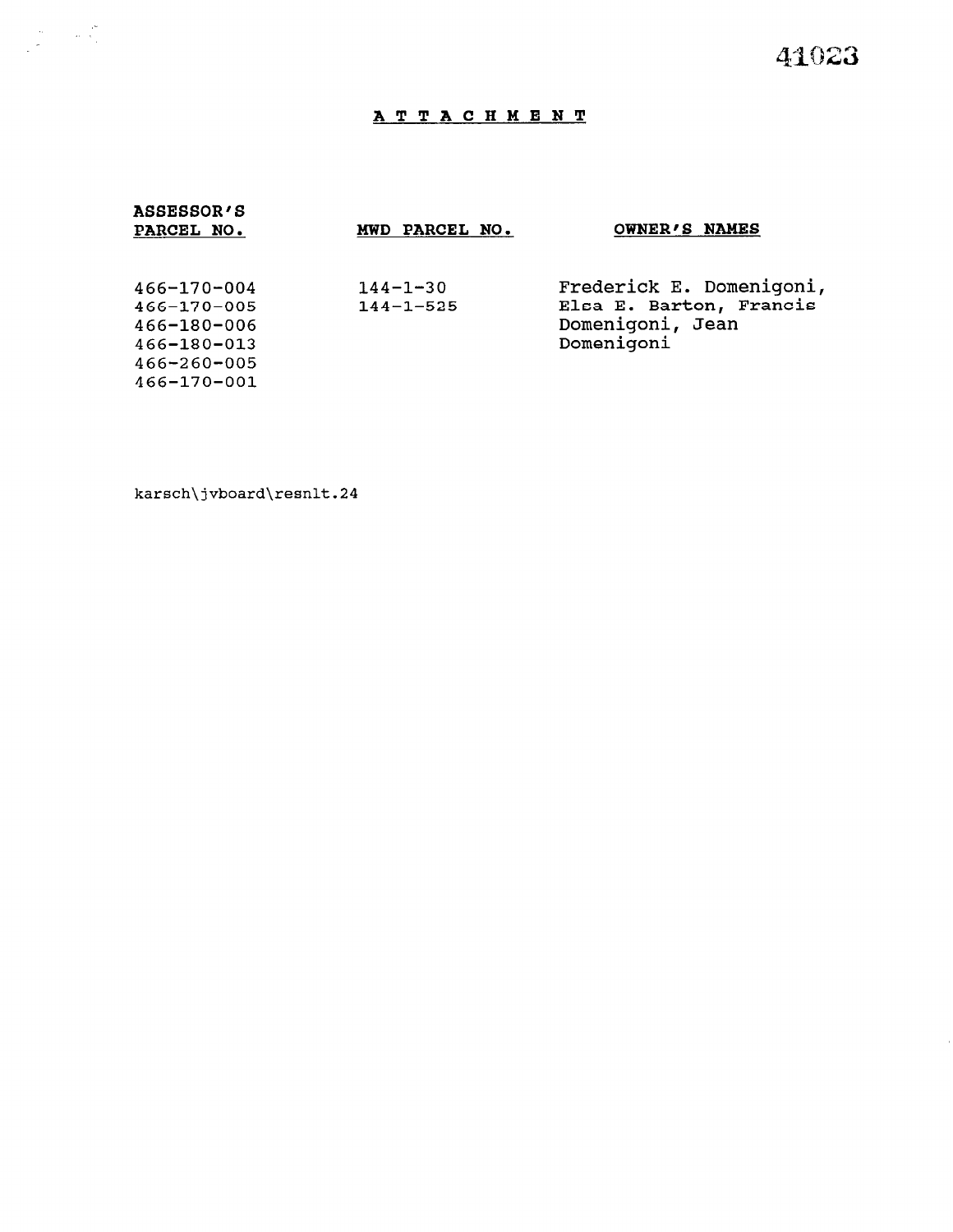# ATTACHMENT

| ASSESSOR'S PARCEL NO. | MWD PARCEL NO. | OWNER'S NAMES |
|---|---|---|
| 466-170-004 | 144-1-30 | Frederick E. Domenigoni, |
| 466-170-005 | 144-1-525 | Elsa E. Barton, Francis |
| 466-180-006 | | Domenigoni, Jean |
| 466-180-013 | | Domenigoni |
| 466-260-005 | | |
| 466-170-001 | | |

karsch\jvboard\resnlt.24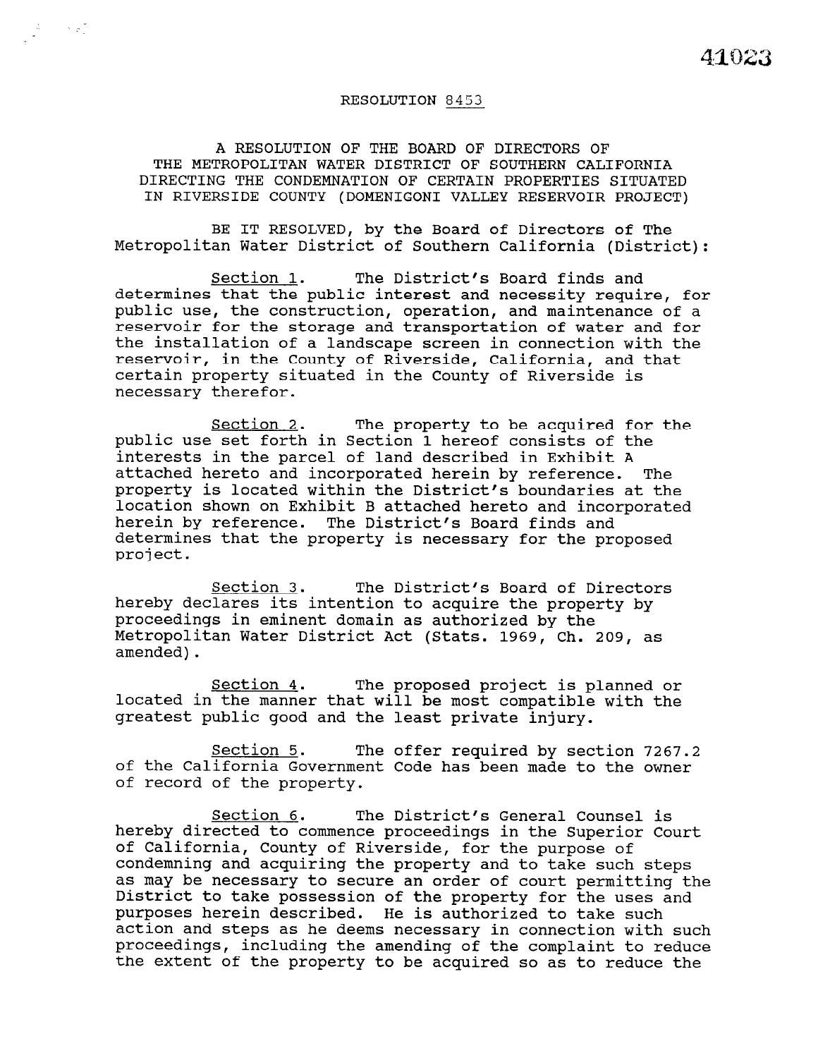# RESOLUTION 8453

A RESOLUTION OF THE BOARD OF DIRECTORS OF THE METROPOLITAN WATER DISTRICT OF SOUTHERN CALIFORNIA DIRECTING THE CONDEMNATION OF CERTAIN PROPERTIES SITUATED IN RIVERSIDE COUNTY (DOMENIGONI VALLEY RESERVOIR PROJECT)

BE IT RESOLVED, by the Board of Directors of The Metropolitan Water District of Southern California (District):

Section 1. The District's Board finds and determines that the public interest and necessity require, for public use, the construction, operation, and maintenance of a reservoir for the storage and transportation of water and for the installation of a landscape screen in connection with the reservoir, in the County of Riverside, California, and that certain property situated in the County of Riverside is necessary therefor.

Section 2. The property to be acquired for the public use set forth in Section 1 hereof consists of the interests in the parcel of land described in Exhibit A attached hereto and incorporated herein by reference. The property is located within the District's boundaries at the location shown on Exhibit B attached hereto and incorporated herein by reference. The District's Board finds and determines that the property is necessary for the proposed project.

Section 3. The District's Board of Directors hereby declares its intention to acquire the property by proceedings in eminent domain as authorized by the Metropolitan Water District Act (Stats. 1969, Ch. 209, as amended).

Section 4. The proposed project is planned or located in the manner that will be most compatible with the greatest public good and the least private injury.

Section 5. The offer required by section 7267.2 of the California Government Code has been made to the owner of record of the property.

Section 6. The District's General Counsel is hereby directed to commence proceedings in the Superior Court of California, County of Riverside, for the purpose of condemning and acquiring the property and to take such steps as may be necessary to secure an order of court permitting the District to take possession of the property for the uses and purposes herein described. He is authorized to take such action and steps as he deems necessary in connection with such proceedings, including the amending of the complaint to reduce the extent of the property to be acquired so as to reduce the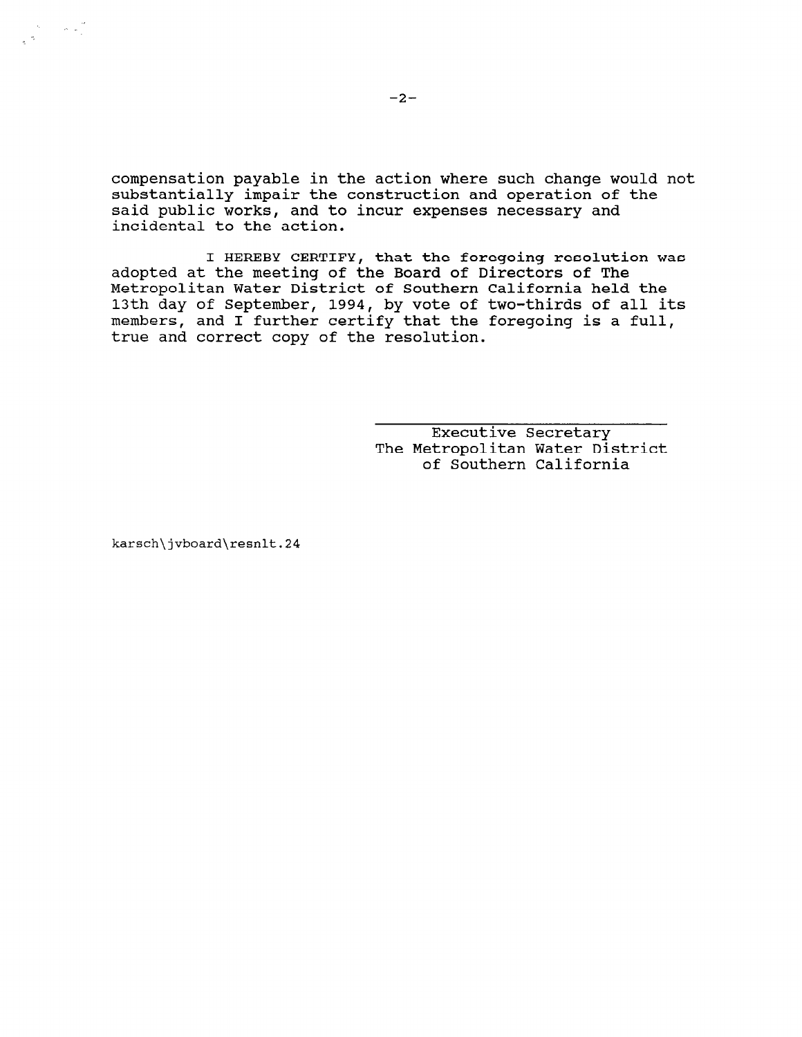compensation payable in the action where such change would not substantially impair the construction and operation of the said public works, and to incur expenses necessary and incidental to the action.

I HEREBY CERTIFY, that the foregoing resolution was adopted at the meeting of the Board of Directors of The Metropolitan Water District of Southern California held the 13th day of September, 1994, by vote of two-thirds of all its members, and I further certify that the foregoing is a full, true and correct copy of the resolution.

Executive Secretary
The Metropolitan Water District
of Southern California

karsch\jvboard\resnlt.24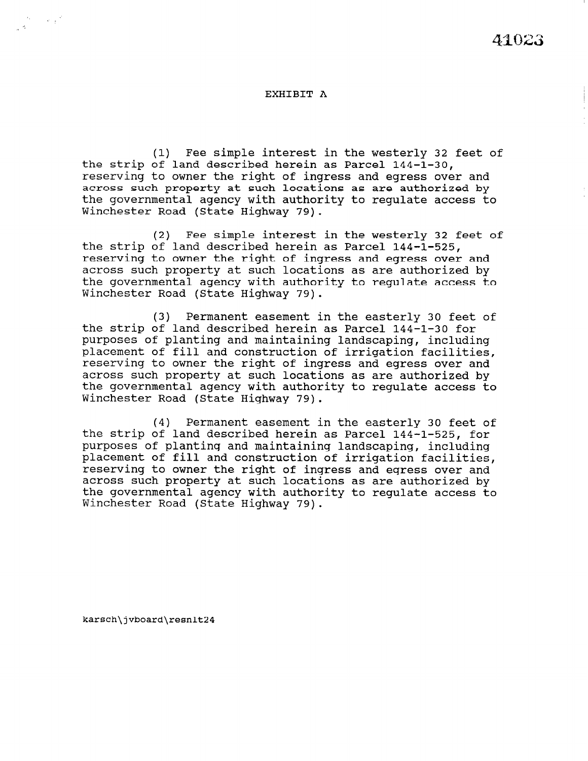41023

# EXHIBIT A

(1) Fee simple interest in the westerly 32 feet of the strip of land described herein as Parcel 144-1-30, reserving to owner the right of ingress and egress over and across such property at such locations as are authorized by the governmental agency with authority to regulate access to Winchester Road (State Highway 79).

(2) Fee simple interest in the westerly 32 feet of the strip of land described herein as Parcel 144-1-525, reserving to owner the right of ingress and egress over and across such property at such locations as are authorized by the governmental agency with authority to regulate access to Winchester Road (State Highway 79).

(3) Permanent easement in the easterly 30 feet of the strip of land described herein as Parcel 144-1-30 for purposes of planting and maintaining landscaping, including placement of fill and construction of irrigation facilities, reserving to owner the right of ingress and egress over and across such property at such locations as are authorized by the governmental agency with authority to regulate access to Winchester Road (State Highway 79).

(4) Permanent easement in the easterly 30 feet of the strip of land described herein as Parcel 144-1-525, for purposes of planting and maintaining landscaping, including placement of fill and construction of irrigation facilities, reserving to owner the right of ingress and egress over and across such property at such locations as are authorized by the governmental agency with authority to regulate access to Winchester Road (State Highway 79).

karsch\jvboard\resnlt24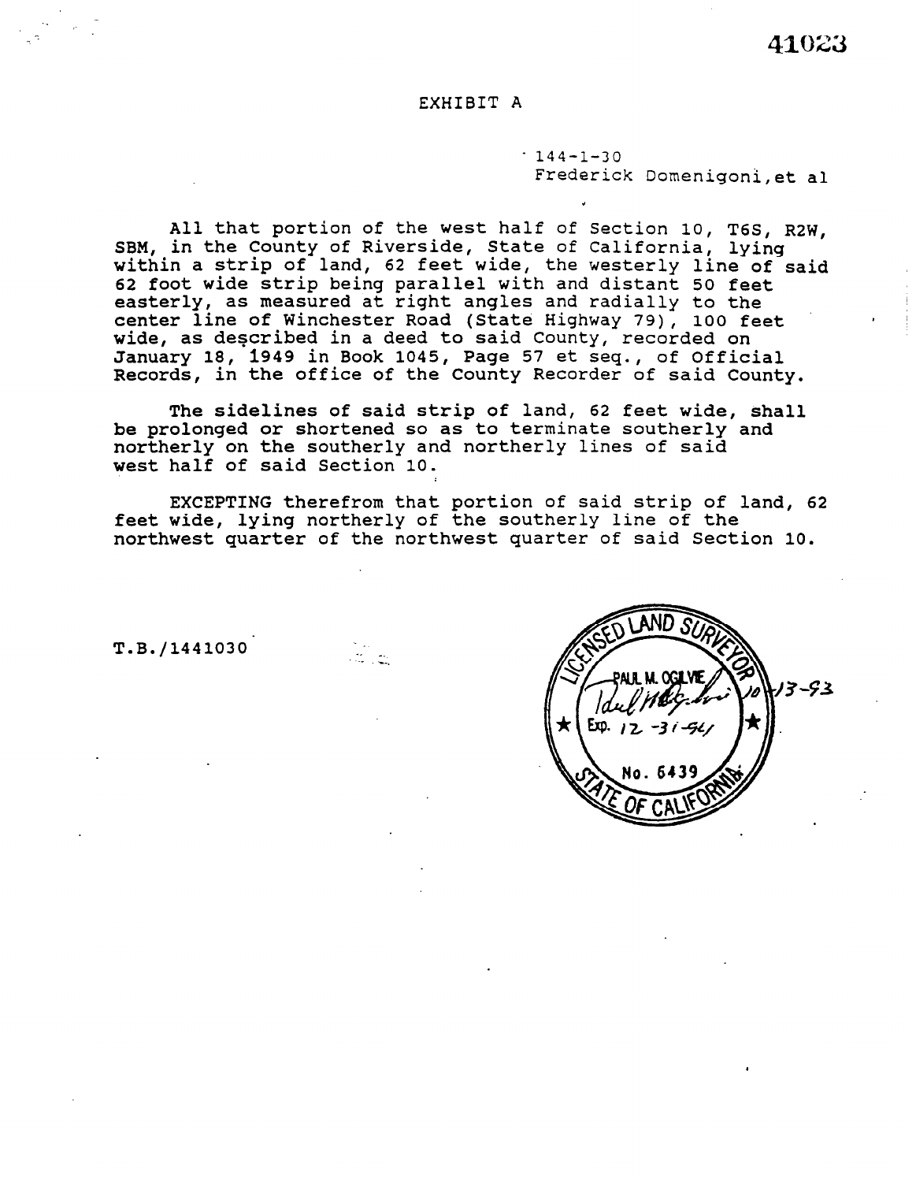41023

# EXHIBIT A

144-1-30
Frederick Domenigoni, et al

All that portion of the west half of Section 10, T6S, R2W, SBM, in the County of Riverside, State of California, lying within a strip of land, 62 feet wide, the westerly line of said 62 foot wide strip being parallel with and distant 50 feet easterly, as measured at right angles and radially to the center line of Winchester Road (State Highway 79), 100 feet wide, as described in a deed to said County, recorded on January 18, 1949 in Book 1045, Page 57 et seq., of Official Records, in the office of the County Recorder of said County.

The sidelines of said strip of land, 62 feet wide, shall be prolonged or shortened so as to terminate southerly and northerly on the southerly and northerly lines of said west half of said Section 10.

EXCEPTING therefrom that portion of said strip of land, 62 feet wide, lying northerly of the southerly line of the northwest quarter of the northwest quarter of said Section 10.

T.B./1441030

LICENSED LAND SURVEYOR
PAUL M. OGILVIE
Exp. 12-31-94
No. 6439
STATE OF CALIFORNIA

10-13-93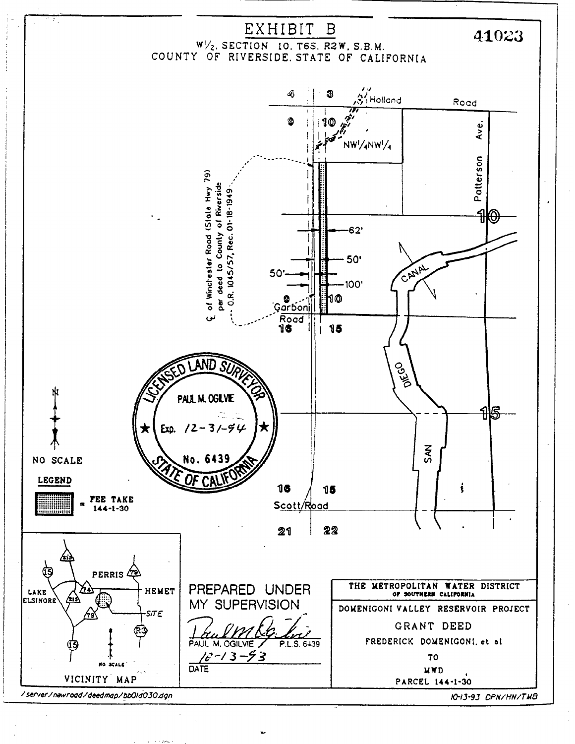# EXHIBIT B

41023

W½, SECTION 10, T6S, R2W, S.B.M.
COUNTY OF RIVERSIDE, STATE OF CALIFORNIA

4 | 3
9 | 10

Holland Road

NW¼NW¼

Patterson Ave.

℄ of Winchester Road (State Hwy 79) per deed to County of Riverside O.R. 1045/57, Rec. 01-18-1949

62'

50'

50'

100'

9 | 10

Carbon Road

16 | 15

10

CANAL

SAN DIEGO

15

LICENSED LAND SURVEYOR
PAUL M. OGILVIE
Exp. 12-31-94
No. 6439
STATE OF CALIFORNIA

N

NO SCALE

**LEGEND**

= FEE TAKE 144-1-30

16 | 15

Scott Road

21 | 22

PERRIS
LAKE ELSINORE
HEMET
SITE
215
15
74
79
R3

NO SCALE

VICINITY MAP

PREPARED UNDER MY SUPERVISION

PAUL M. OGILVIE P.L.S. 6439

10-13-93

DATE

THE METROPOLITAN WATER DISTRICT OF SOUTHERN CALIFORNIA

DOMENIGONI VALLEY RESERVOIR PROJECT

GRANT DEED

FREDERICK DOMENIGONI, et al

TO

MWD

PARCEL 144-1-30

/server/newroad/deedmap/bb01d030.dgn

10-13-93 DPN/HN/TMB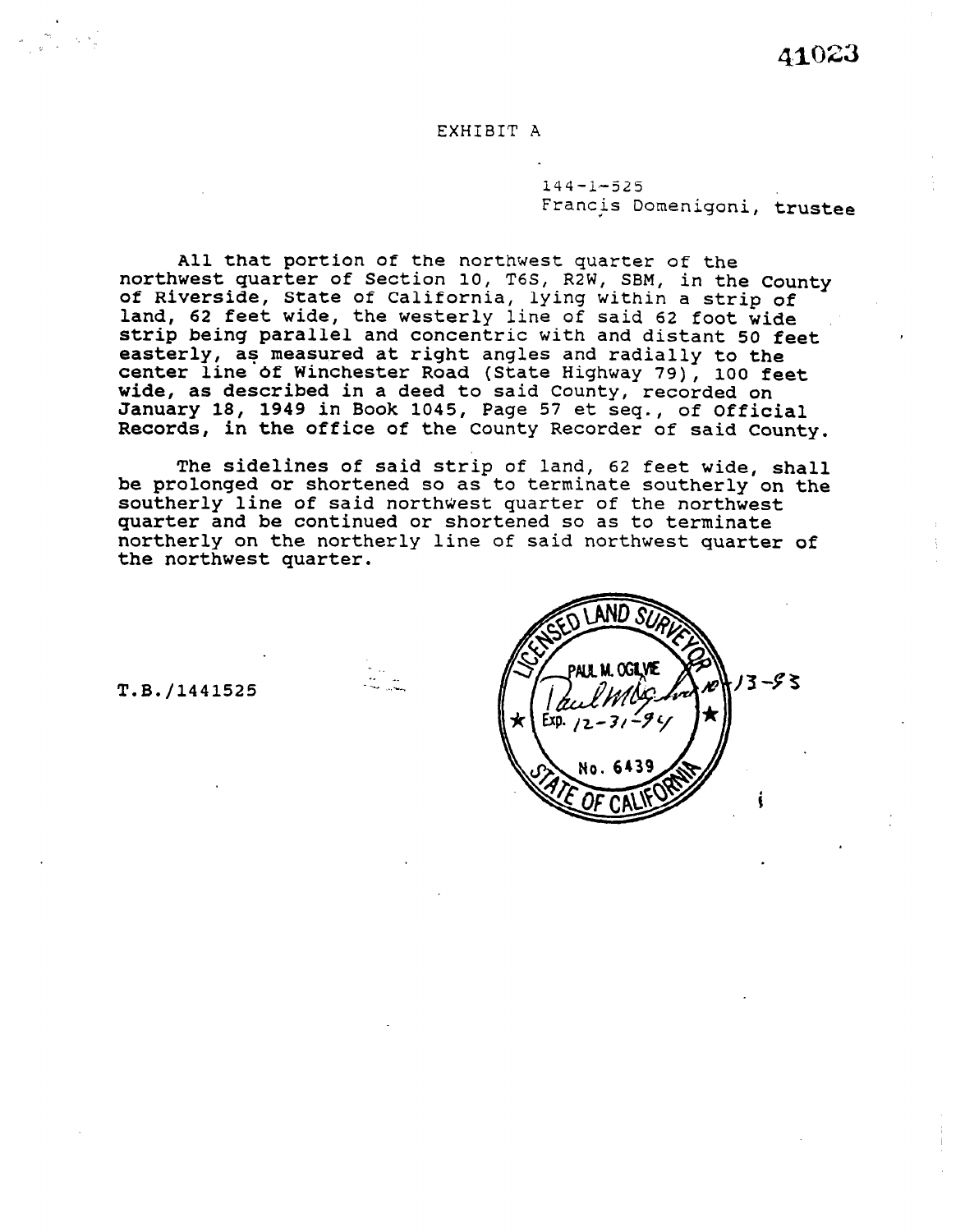41023

# EXHIBIT A

144-1-525
Francis Domenigoni, trustee

All that portion of the northwest quarter of the northwest quarter of Section 10, T6S, R2W, SBM, in the County of Riverside, State of California, lying within a strip of land, 62 feet wide, the westerly line of said 62 foot wide strip being parallel and concentric with and distant 50 feet easterly, as measured at right angles and radially to the center line of Winchester Road (State Highway 79), 100 feet wide, as described in a deed to said County, recorded on January 18, 1949 in Book 1045, Page 57 et seq., of Official Records, in the office of the County Recorder of said County.

The sidelines of said strip of land, 62 feet wide, shall be prolonged or shortened so as to terminate southerly on the southerly line of said northwest quarter of the northwest quarter and be continued or shortened so as to terminate northerly on the northerly line of said northwest quarter of the northwest quarter.

T.B./1441525

LICENSED LAND SURVEYOR
PAUL M. OGILVIE
Exp. 12-31-94
No. 6439
STATE OF CALIFORNIA

10-13-93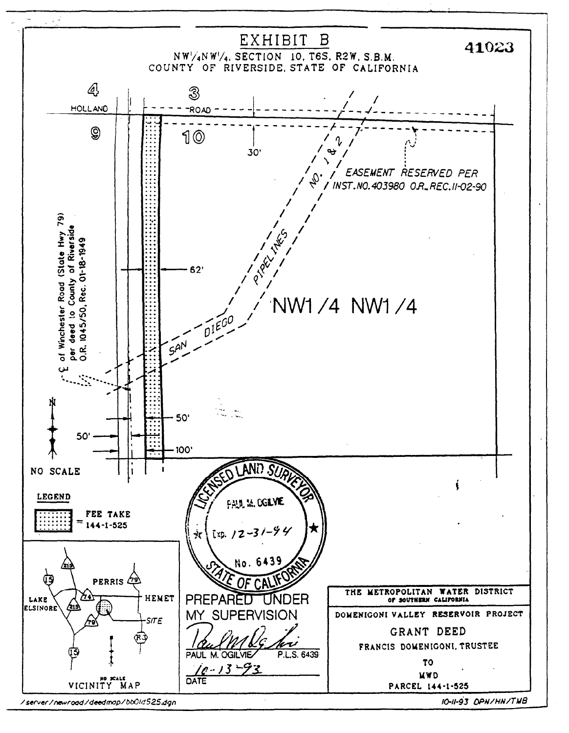# EXHIBIT B

**41023**

NW1/4NW1/4, SECTION 10, T6S, R2W, S.B.M.
COUNTY OF RIVERSIDE, STATE OF CALIFORNIA

4
3
HOLLAND ROAD
9
10
30'

EASEMENT RESERVED PER INST.NO.403980 O.R. REC.11-02-90

SAN DIEGO PIPELINES NO. 1 & 2

℄ of Winchester Road (State Hwy 79) per deed to County of Riverside O.R. 1045/50, Rec. 01-18-1949

62'

NW1/4 NW1/4

50'
50'
100'

N

NO SCALE

**LEGEND**

= FEE TAKE 144-1-525

LICENSED LAND SURVEYOR
PAUL M. OGILVIE
Exp. 12-31-94
No. 6439
STATE OF CALIFORNIA

PREPARED UNDER MY SUPERVISION

PAUL M. OGILVIE P.L.S. 6439

10-13-93
DATE

15
215
PERRIS
79
74
LAKE ELSINORE
215
HEMET
79
SITE
R3
15
NO SCALE
VICINITY MAP

THE METROPOLITAN WATER DISTRICT OF SOUTHERN CALIFORNIA

DOMENIGONI VALLEY RESERVOIR PROJECT

GRANT DEED

FRANCIS DOMENIGONI, TRUSTEE

TO

MWD

PARCEL 144-1-525

/server/newroad/deedmap/bb01d525.dgn

10-11-93 DPN/HN/TMB